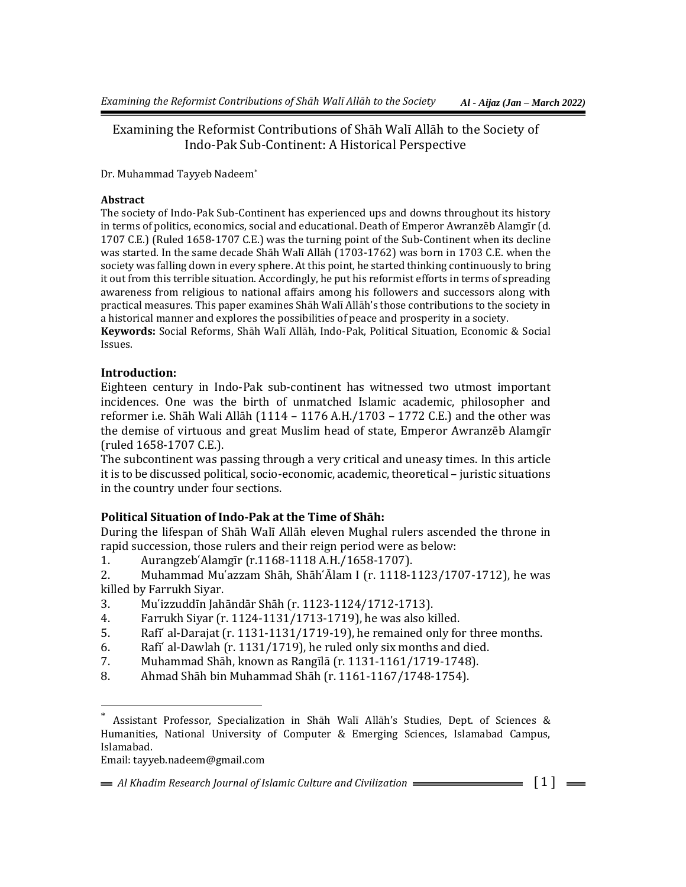# Examining the Reformist Contributions of Shāh Walī Allāh to the Society of Indo-Pak Sub-Continent: A Historical Perspective

Dr. Muhammad Tayyeb Nadeem[*]

**Abstract**

The society of Indo-Pak Sub-Continent has experienced ups and downs throughout its history in terms of politics, economics, social and educational. Death of Emperor Awranzēb Alamgīr (d. 1707 C.E.) (Ruled 1658-1707 C.E.) was the turning point of the Sub-Continent when its decline was started. In the same decade Shāh Walī Allāh (1703-1762) was born in 1703 C.E. when the society was falling down in every sphere. At this point, he started thinking continuously to bring it out from this terrible situation. Accordingly, he put his reformist efforts in terms of spreading awareness from religious to national affairs among his followers and successors along with practical measures. This paper examines Shāh Walī Allāh's those contributions to the society in a historical manner and explores the possibilities of peace and prosperity in a society.

**Keywords:** Social Reforms, Shāh Walī Allāh, Indo-Pak, Political Situation, Economic & Social Issues.

## Introduction:

Eighteen century in Indo-Pak sub-continent has witnessed two utmost important incidences. One was the birth of unmatched Islamic academic, philosopher and reformer i.e. Shāh Wali Allāh (1114 – 1176 A.H./1703 – 1772 C.E.) and the other was the demise of virtuous and great Muslim head of state, Emperor Awranzēb Alamgīr (ruled 1658-1707 C.E.).

The subcontinent was passing through a very critical and uneasy times. In this article it is to be discussed political, socio-economic, academic, theoretical – juristic situations in the country under four sections.

## Political Situation of Indo-Pak at the Time of Shāh:

During the lifespan of Shāh Walī Allāh eleven Mughal rulers ascended the throne in rapid succession, those rulers and their reign period were as below:

1. Aurangzebʿ Alamgīr (r.1168-1118 A.H./1658-1707).
2. Muhammad Muʿazzam Shāh, Shāhʿ Ālam I (r. 1118-1123/1707-1712), he was killed by Farrukh Siyar.
3. Muʿizzuddīn Jahāndār Shāh (r. 1123-1124/1712-1713).
4. Farrukh Siyar (r. 1124-1131/1713-1719), he was also killed.
5. Rafīʿ al-Darajat (r. 1131-1131/1719-19), he remained only for three months.
6. Rafīʿ al-Dawlah (r. 1131/1719), he ruled only six months and died.
7. Muhammad Shāh, known as Rangīlā (r. 1131-1161/1719-1748).
8. Ahmad Shāh bin Muhammad Shāh (r. 1161-1167/1748-1754).

---

[*] Assistant Professor, Specialization in Shāh Walī Allāh's Studies, Dept. of Sciences & Humanities, National University of Computer & Emerging Sciences, Islamabad Campus, Islamabad.
Email: tayyeb.nadeem@gmail.com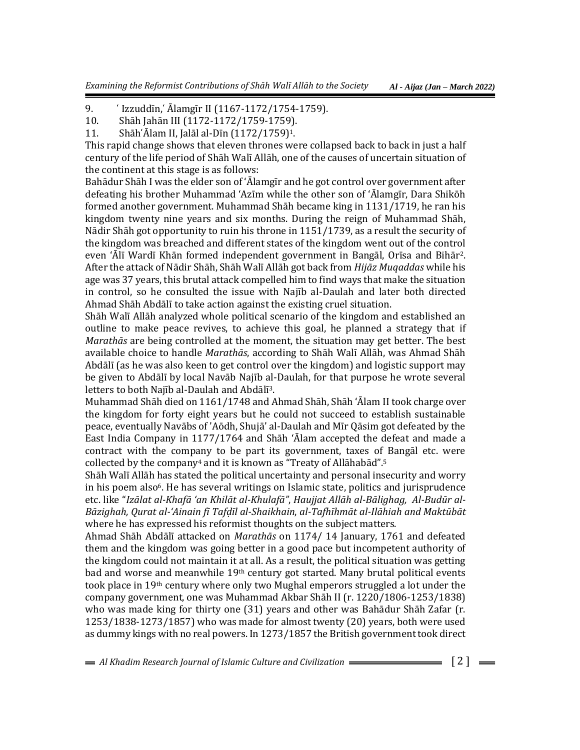9. ʿ Izzuddīn,ʿ Ālamgīr II (1167-1172/1754-1759).
10. Shāh Jahān III (1172-1172/1759-1759).
11. Shāhʿ Ālam II, Jalāl al-Dīn (1172/1759)[1].

This rapid change shows that eleven thrones were collapsed back to back in just a half century of the life period of Shāh Walī Allāh, one of the causes of uncertain situation of the continent at this stage is as follows:

Bahādur Shāh I was the elder son of ʿĀlamgīr and he got control over government after defeating his brother Muhammad ʿAzīm while the other son of ʿĀlamgīr, Dara Shikōh formed another government. Muhammad Shāh became king in 1131/1719, he ran his kingdom twenty nine years and six months. During the reign of Muhammad Shāh, Nādir Shāh got opportunity to ruin his throne in 1151/1739, as a result the security of the kingdom was breached and different states of the kingdom went out of the control even ʿĀlī Wardī Khān formed independent government in Bangāl, Orīsa and Bihār[2]. After the attack of Nādir Shāh, Shāh Walī Allāh got back from *Hijāz Muqaddas* while his age was 37 years, this brutal attack compelled him to find ways that make the situation in control, so he consulted the issue with Najīb al-Daulah and later both directed Ahmad Shāh Abdālī to take action against the existing cruel situation.

Shāh Walī Allāh analyzed whole political scenario of the kingdom and established an outline to make peace revives, to achieve this goal, he planned a strategy that if *Marathās* are being controlled at the moment, the situation may get better. The best available choice to handle *Marathās*, according to Shāh Walī Allāh, was Ahmad Shāh Abdālī (as he was also keen to get control over the kingdom) and logistic support may be given to Abdālī by local Navāb Najīb al-Daulah, for that purpose he wrote several letters to both Najīb al-Daulah and Abdālī[3].

Muhammad Shāh died on 1161/1748 and Ahmad Shāh, Shāh ʿĀlam II took charge over the kingdom for forty eight years but he could not succeed to establish sustainable peace, eventually Navābs of ʾAōdh, Shujāʾ al-Daulah and Mīr Qāsim got defeated by the East India Company in 1177/1764 and Shāh ʿĀlam accepted the defeat and made a contract with the company to be part its government, taxes of Bangāl etc. were collected by the company[4] and it is known as "Treaty of Allāhabād".[5]

Shāh Walī Allāh has stated the political uncertainty and personal insecurity and worry in his poem also[6]. He has several writings on Islamic state, politics and jurisprudence etc. like "*Izālat al-Khafā ʿan Khilāt al-Khulafā"*, *Haujjat Allāh al-Bālighag, Al-Budūr al-Bāzighah, Qurat al-ʿAinain fī Tafḍīl al-Shaikhain*, *al-Tafhīhmāt al-Ilāhiah and Maktūbāt* where he has expressed his reformist thoughts on the subject matters.

Ahmad Shāh Abdālī attacked on *Marathās* on 1174/ 14 January, 1761 and defeated them and the kingdom was going better in a good pace but incompetent authority of the kingdom could not maintain it at all. As a result, the political situation was getting bad and worse and meanwhile 19th century got started. Many brutal political events took place in 19th century where only two Mughal emperors struggled a lot under the company government, one was Muhammad Akbar Shāh II (r. 1220/1806-1253/1838) who was made king for thirty one (31) years and other was Bahādur Shāh Zafar (r. 1253/1838-1273/1857) who was made for almost twenty (20) years, both were used as dummy kings with no real powers. In 1273/1857 the British government took direct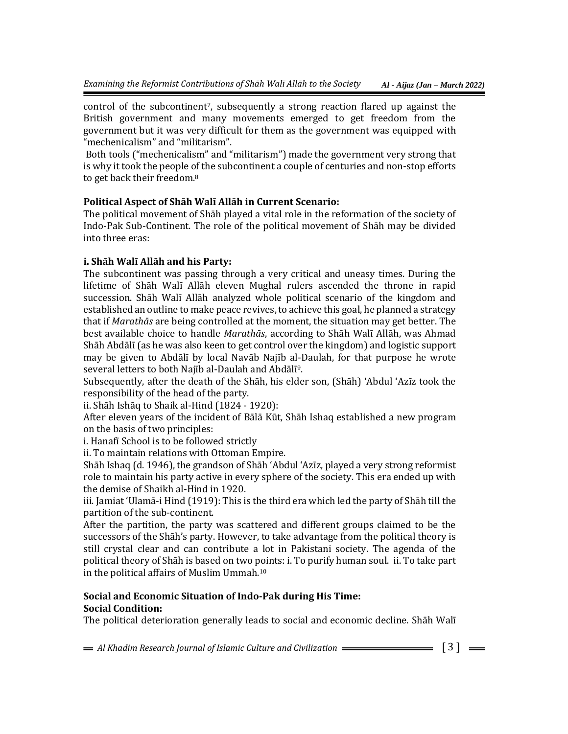control of the subcontinent[7], subsequently a strong reaction flared up against the British government and many movements emerged to get freedom from the government but it was very difficult for them as the government was equipped with "mechenicalism" and "militarism".

Both tools ("mechenicalism" and "militarism") made the government very strong that is why it took the people of the subcontinent a couple of centuries and non-stop efforts to get back their freedom.[8]

### Political Aspect of Shāh Walī Allāh in Current Scenario:

The political movement of Shāh played a vital role in the reformation of the society of Indo-Pak Sub-Continent. The role of the political movement of Shāh may be divided into three eras:

#### i. Shāh Walī Allāh and his Party:

The subcontinent was passing through a very critical and uneasy times. During the lifetime of Shāh Walī Allāh eleven Mughal rulers ascended the throne in rapid succession. Shāh Walī Allāh analyzed whole political scenario of the kingdom and established an outline to make peace revives, to achieve this goal, he planned a strategy that if *Marathās* are being controlled at the moment, the situation may get better. The best available choice to handle *Marathās*, according to Shāh Walī Allāh, was Ahmad Shāh Abdālī (as he was also keen to get control over the kingdom) and logistic support may be given to Abdālī by local Navāb Najīb al-Daulah, for that purpose he wrote several letters to both Najīb al-Daulah and Abdālī[9].

Subsequently, after the death of the Shāh, his elder son, (Shāh) 'Abdul 'Azīz took the responsibility of the head of the party.

ii. Shāh Ishāq to Shaik al-Hind (1824 - 1920):

After eleven years of the incident of Bālā Kūt, Shāh Ishaq established a new program on the basis of two principles:

i. Hanafī School is to be followed strictly

ii. To maintain relations with Ottoman Empire.

Shāh Ishaq (d. 1946), the grandson of Shāh 'Abdul 'Azīz, played a very strong reformist role to maintain his party active in every sphere of the society. This era ended up with the demise of Shaikh al-Hind in 1920.

iii. Jamiat 'Ulamā-i Hind (1919): This is the third era which led the party of Shāh till the partition of the sub-continent.

After the partition, the party was scattered and different groups claimed to be the successors of the Shāh's party. However, to take advantage from the political theory is still crystal clear and can contribute a lot in Pakistani society. The agenda of the political theory of Shāh is based on two points: i. To purify human soul. ii. To take part in the political affairs of Muslim Ummah.[10]

### Social and Economic Situation of Indo-Pak during His Time:

#### Social Condition:

The political deterioration generally leads to social and economic decline. Shāh Walī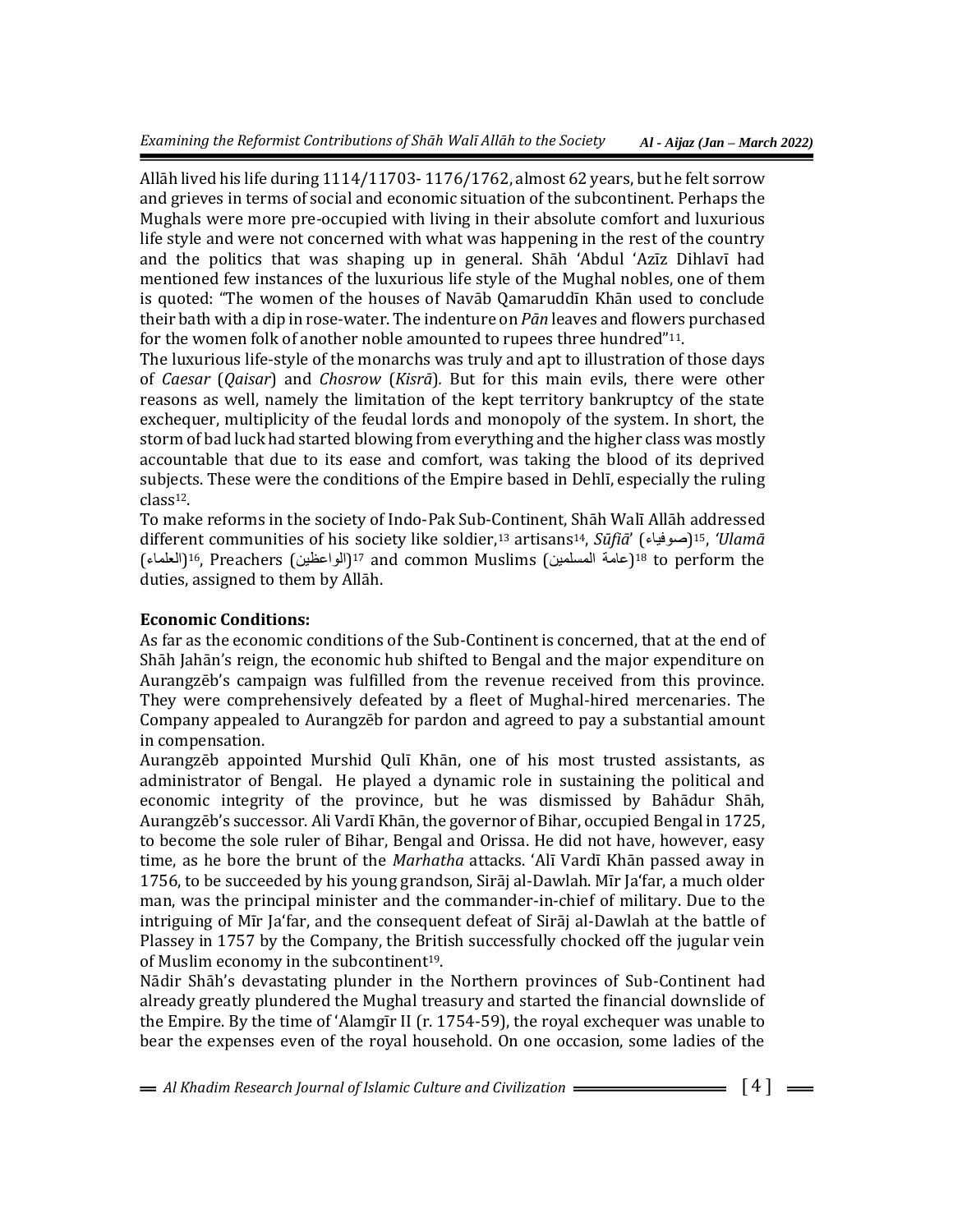Allāh lived his life during 1114/11703- 1176/1762, almost 62 years, but he felt sorrow and grieves in terms of social and economic situation of the subcontinent. Perhaps the Mughals were more pre-occupied with living in their absolute comfort and luxurious life style and were not concerned with what was happening in the rest of the country and the politics that was shaping up in general. Shāh 'Abdul 'Azīz Dihlavī had mentioned few instances of the luxurious life style of the Mughal nobles, one of them is quoted: "The women of the houses of Navāb Qamaruddīn Khān used to conclude their bath with a dip in rose-water. The indenture on *Pān* leaves and flowers purchased for the women folk of another noble amounted to rupees three hundred"[11].

The luxurious life-style of the monarchs was truly and apt to illustration of those days of *Caesar* (*Qaisar*) and *Chosrow* (*Kisrā*). But for this main evils, there were other reasons as well, namely the limitation of the kept territory bankruptcy of the state exchequer, multiplicity of the feudal lords and monopoly of the system. In short, the storm of bad luck had started blowing from everything and the higher class was mostly accountable that due to its ease and comfort, was taking the blood of its deprived subjects. These were the conditions of the Empire based in Dehlī, especially the ruling class[12].

To make reforms in the society of Indo-Pak Sub-Continent, Shāh Walī Allāh addressed different communities of his society like soldier,[13] artisans[14], *Sūfiā'* (صوفیاء)[15], *'Ulamā* (العلماء)[16], Preachers (الواعظین)[17] and common Muslims (عامة المسلمین)[18] to perform the duties, assigned to them by Allāh.

**Economic Conditions:**

As far as the economic conditions of the Sub-Continent is concerned, that at the end of Shāh Jahān's reign, the economic hub shifted to Bengal and the major expenditure on Aurangzēb's campaign was fulfilled from the revenue received from this province. They were comprehensively defeated by a fleet of Mughal-hired mercenaries. The Company appealed to Aurangzēb for pardon and agreed to pay a substantial amount in compensation.

Aurangzēb appointed Murshid Qulī Khān, one of his most trusted assistants, as administrator of Bengal. He played a dynamic role in sustaining the political and economic integrity of the province, but he was dismissed by Bahādur Shāh, Aurangzēb's successor. Ali Vardī Khān, the governor of Bihar, occupied Bengal in 1725, to become the sole ruler of Bihar, Bengal and Orissa. He did not have, however, easy time, as he bore the brunt of the *Marhatha* attacks. 'Alī Vardī Khān passed away in 1756, to be succeeded by his young grandson, Sirāj al-Dawlah. Mīr Ja'far, a much older man, was the principal minister and the commander-in-chief of military. Due to the intriguing of Mīr Ja'far, and the consequent defeat of Sirāj al-Dawlah at the battle of Plassey in 1757 by the Company, the British successfully chocked off the jugular vein of Muslim economy in the subcontinent[19].

Nādir Shāh's devastating plunder in the Northern provinces of Sub-Continent had already greatly plundered the Mughal treasury and started the financial downslide of the Empire. By the time of 'Alamgīr II (r. 1754-59), the royal exchequer was unable to bear the expenses even of the royal household. On one occasion, some ladies of the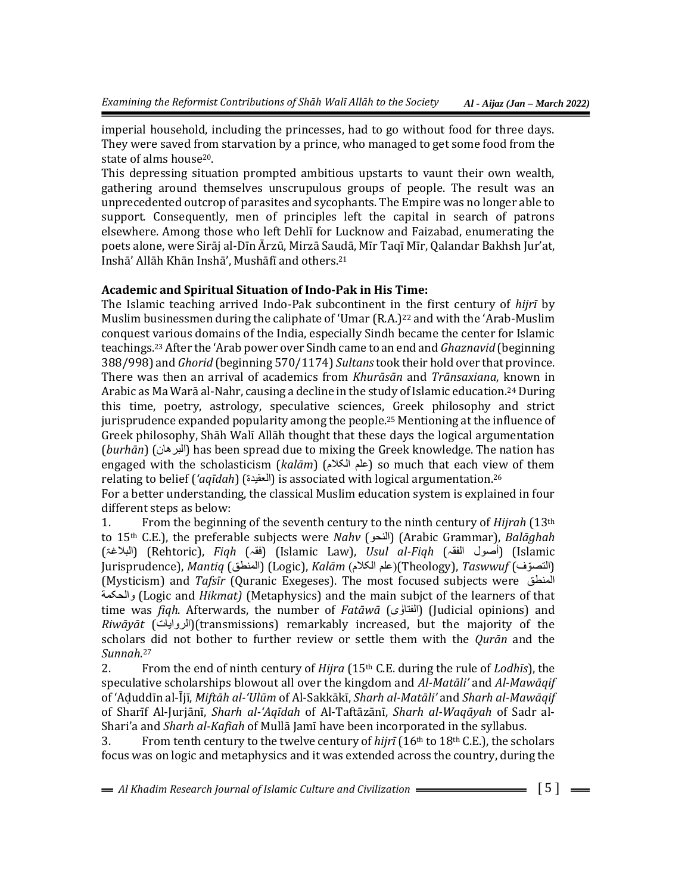imperial household, including the princesses, had to go without food for three days. They were saved from starvation by a prince, who managed to get some food from the state of alms house[20].

This depressing situation prompted ambitious upstarts to vaunt their own wealth, gathering around themselves unscrupulous groups of people. The result was an unprecedented outcrop of parasites and sycophants. The Empire was no longer able to support. Consequently, men of principles left the capital in search of patrons elsewhere. Among those who left Dehlī for Lucknow and Faizabad, enumerating the poets alone, were Sirāj al-Dīn Ārzū, Mirzā Saudā, Mīr Taqī Mīr, Qalandar Bakhsh Jur'at, Inshā' Allāh Khān Inshā', Mushāfī and others.[21]

**Academic and Spiritual Situation of Indo-Pak in His Time:**

The Islamic teaching arrived Indo-Pak subcontinent in the first century of *hijrī* by Muslim businessmen during the caliphate of 'Umar (R.A.)[22] and with the 'Arab-Muslim conquest various domains of the India, especially Sindh became the center for Islamic teachings.[23] After the 'Arab power over Sindh came to an end and *Ghaznavid* (beginning 388/998) and *Ghorid* (beginning 570/1174) *Sultans* took their hold over that province. There was then an arrival of academics from *Khurāsān* and *Trānsaxiana*, known in Arabic as Ma Warā al-Nahr, causing a decline in the study of Islamic education.[24] During this time, poetry, astrology, speculative sciences, Greek philosophy and strict jurisprudence expanded popularity among the people.[25] Mentioning at the influence of Greek philosophy, Shāh Walī Allāh thought that these days the logical argumentation (*burhān*) (البرهان) has been spread due to mixing the Greek knowledge. The nation has engaged with the scholasticism (*kalām*) (علم الكلام) so much that each view of them relating to belief (*'aqīdah*) (العقيدة) is associated with logical argumentation.[26]

For a better understanding, the classical Muslim education system is explained in four different steps as below:

1. From the beginning of the seventh century to the ninth century of *Hijrah* (13th to 15th C.E.), the preferable subjects were *Nahv* (النحو) (Arabic Grammar), *Balāghah* (البلاغة) (Rehtoric), *Fiqh* (فقه) (Islamic Law), *Usul al-Fiqh* (أصول الفقه) (Islamic Jurisprudence), *Mantiq* (المنطق) (Logic), *Kalām* (علم الكلام)(Theology), *Taswwuf* (التصوّف) (Mysticism) and *Tafsīr* (Quranic Exegeses). The most focused subjects were المنطق والحكمة (Logic and *Hikmat)* (Metaphysics) and the main subjct of the learners of that time was *fiqh*. Afterwards, the number of *Fatāwā* (الفتاوٰى) (Judicial opinions) and *Riwāyāt* (الروايات)(transmissions) remarkably increased, but the majority of the scholars did not bother to further review or settle them with the *Qurān* and the *Sunnah*.[27]
2. From the end of ninth century of *Hijra* (15th C.E. during the rule of *Lodhīs*), the speculative scholarships blowout all over the kingdom and *Al-Matāli'* and *Al-Mawāqif* of 'Aḍuddīn al-Ījī, *Miftāh al-'Ulūm* of Al-Sakkākī, *Sharh al-Matāli'* and *Sharh al-Mawāqif* of Sharīf Al-Jurjānī, *Sharh al-'Aqīdah* of Al-Taftāzānī, *Sharh al-Waqāyah* of Sadr al-Shari'a and *Sharh al-Kafiah* of Mullā Jamī have been incorporated in the syllabus.
3. From tenth century to the twelve century of *hijrī* (16th to 18th C.E.), the scholars focus was on logic and metaphysics and it was extended across the country, during the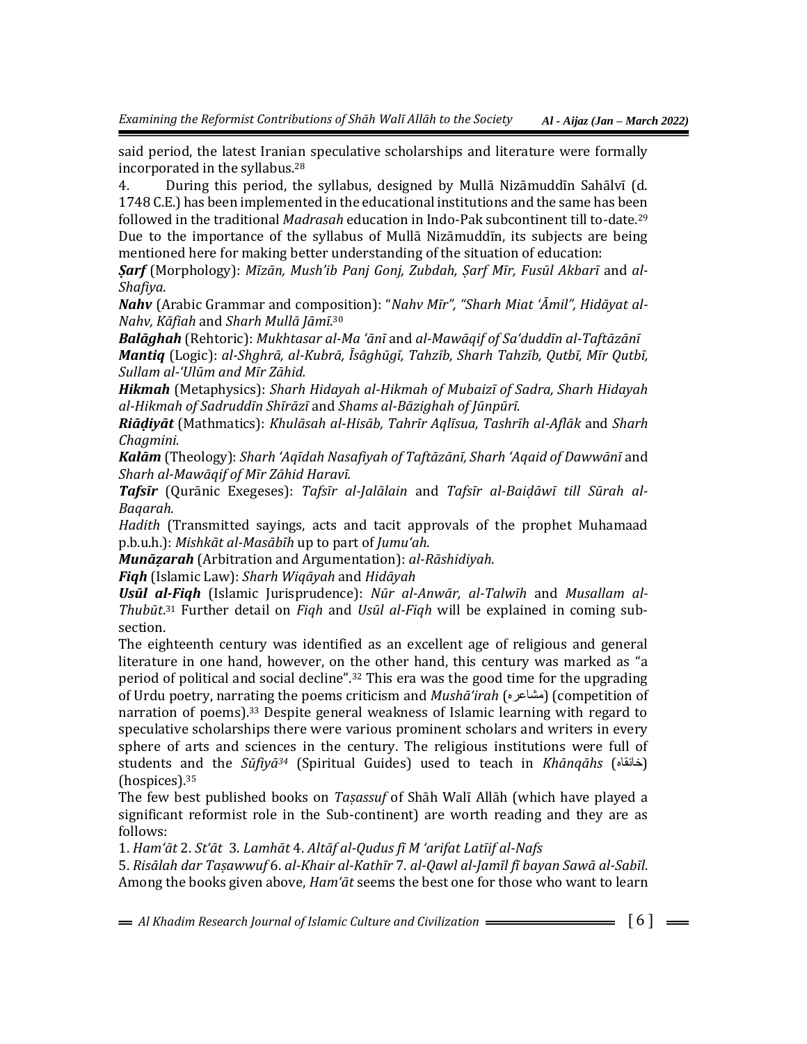said period, the latest Iranian speculative scholarships and literature were formally incorporated in the syllabus.[28]

4. During this period, the syllabus, designed by Mullā Nizāmuddīn Sahālvī (d. 1748 C.E.) has been implemented in the educational institutions and the same has been followed in the traditional *Madrasah* education in Indo-Pak subcontinent till to-date.[29] Due to the importance of the syllabus of Mullā Nizāmuddīn, its subjects are being mentioned here for making better understanding of the situation of education:

***Ṣarf*** (Morphology): *Mīzān, Mush'ib Panj Gonj, Zubdah, Ṣarf Mīr, Fusūl Akbarī* and *al-Shafiya*.

***Nahv*** (Arabic Grammar and composition): "*Nahv Mīr", "Sharh Miat 'Āmil", Hidāyat al-Nahv, Kāfiah* and *Sharh Mullā Jāmī*.[30]

***Balāghah*** (Rehtoric): *Mukhtasar al-Ma 'ānī* and *al-Mawāqif of Sa'duddīn al-Taftāzānī*

***Mantiq*** (Logic): *al-Shghrā, al-Kubrā, Īsāghūgī, Tahzīb, Sharh Tahzīb, Qutbī, Mīr Qutbī, Sullam al-'Ulūm and Mīr Zāhid.*

***Hikmah*** (Metaphysics): *Sharh Hidayah al-Hikmah of Mubaizī of Sadra, Sharh Hidayah al-Hikmah of Sadruddīn Shīrāzī* and *Shams al-Bāzighah of Jūnpūrī.*

***Riāḍiyāt*** (Mathmatics): *Khulāsah al-Hisāb, Tahrīr Aqlīsua, Tashrīh al-Aflāk* and *Sharh Chagmini.*

***Kalām*** (Theology): *Sharh 'Aqīdah Nasafiyah of Taftāzānī, Sharh 'Aqaid of Dawwānī* and *Sharh al-Mawāqif of Mīr Zāhid Haravī.*

***Tafsīr*** (Qurānic Exegeses): *Tafsīr al-Jalālain* and *Tafsīr al-Baiḍāwī till Sūrah al-Baqarah.*

*Hadith* (Transmitted sayings, acts and tacit approvals of the prophet Muhamaad p.b.u.h.): *Mishkāt al-Masābīh* up to part of *Jumu'ah*.

***Munāẓarah*** (Arbitration and Argumentation): *al-Rāshidiyah*.

***Fiqh*** (Islamic Law): *Sharh Wiqāyah* and *Hidāyah*

***Usūl al-Fiqh*** (Islamic Jurisprudence): *Nūr al-Anwār, al-Talwīh* and *Musallam al-Thubūt*.[31] Further detail on *Fiqh* and *Usūl al-Fiqh* will be explained in coming sub-section.

The eighteenth century was identified as an excellent age of religious and general literature in one hand, however, on the other hand, this century was marked as "a period of political and social decline".[32] This era was the good time for the upgrading of Urdu poetry, narrating the poems criticism and *Mushā'irah* (مشاعره) (competition of narration of poems).[33] Despite general weakness of Islamic learning with regard to speculative scholarships there were various prominent scholars and writers in every sphere of arts and sciences in the century. The religious institutions were full of students and the *Sūfiyā*[34] (Spiritual Guides) used to teach in *Khānqāhs* (خانقاه) (hospices).[35]

The few best published books on *Taṣassuf* of Shāh Walī Allāh (which have played a significant reformist role in the Sub-continent) are worth reading and they are as follows:

1. *Ham'āt* 2. *St'āt* 3. *Lamhāt* 4. *Altāf al-Qudus fī M 'arifat Latīif al-Nafs*
5. *Risālah dar Taṣawwuf* 6. *al-Khair al-Kathīr* 7. *al-Qawl al-Jamīl fī bayan Sawā al-Sabīl*.

Among the books given above, *Ham'āt* seems the best one for those who want to learn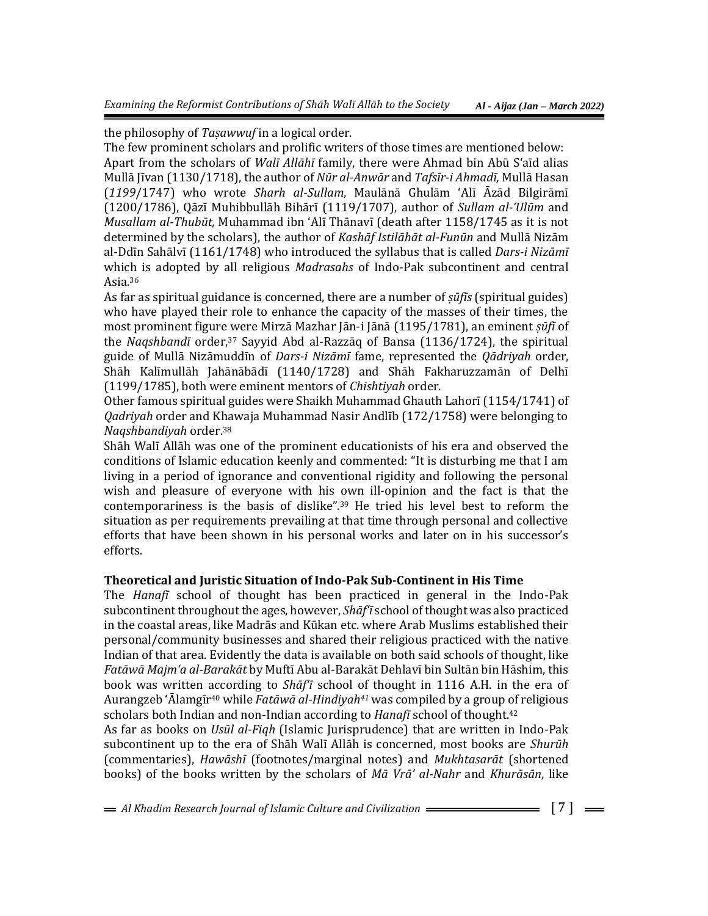the philosophy of *Taṣawwuf* in a logical order.

The few prominent scholars and prolific writers of those times are mentioned below:

Apart from the scholars of *Walī Allāhī* family, there were Ahmad bin Abū S'aīd alias Mullā Jīvan (1130/1718), the author of *Nūr al-Anwār* and *Tafsīr-i Ahmadī,* Mullā Hasan (*1199*/1747) who wrote *Sharh al-Sullam*, Maulānā Ghulām 'Alī Āzād Bilgirāmī (1200/1786), Qāzī Muhibbullāh Bihārī (1119/1707), author of *Sullam al-'Ulūm* and *Musallam al-Thubūt,* Muhammad ibn 'Alī Thānavī (death after 1158/1745 as it is not determined by the scholars), the author of *Kashāf Istilāhāt al-Funūn* and Mullā Nizām al-Ddīn Sahālvī (1161/1748) who introduced the syllabus that is called *Dars-i Nizāmī* which is adopted by all religious *Madrasahs* of Indo-Pak subcontinent and central Asia.[36]

As far as spiritual guidance is concerned, there are a number of *ṣūfīs* (spiritual guides) who have played their role to enhance the capacity of the masses of their times, the most prominent figure were Mirzā Mazhar Jān-i Jānā (1195/1781), an eminent *ṣūfī* of the *Naqshbandī* order,[37] Sayyid Abd al-Razzāq of Bansa (1136/1724), the spiritual guide of Mullā Nizāmuddīn of *Dars-i Nizāmī* fame, represented the *Qādriyah* order, Shāh Kalīmullāh Jahānābādī (1140/1728) and Shāh Fakharuzzamān of Delhī (1199/1785), both were eminent mentors of *Chishtiyah* order.

Other famous spiritual guides were Shaikh Muhammad Ghauth Lahorī (1154/1741) of *Qadriyah* order and Khawaja Muhammad Nasir Andlīb (172/1758) were belonging to *Naqshbandiyah* order.[38]

Shāh Walī Allāh was one of the prominent educationists of his era and observed the conditions of Islamic education keenly and commented: "It is disturbing me that I am living in a period of ignorance and conventional rigidity and following the personal wish and pleasure of everyone with his own ill-opinion and the fact is that the contemporariness is the basis of dislike".[39] He tried his level best to reform the situation as per requirements prevailing at that time through personal and collective efforts that have been shown in his personal works and later on in his successor's efforts.

### Theoretical and Juristic Situation of Indo-Pak Sub-Continent in His Time

The *Hanafī* school of thought has been practiced in general in the Indo-Pak subcontinent throughout the ages, however, *Shāf'ī* school of thought was also practiced in the coastal areas, like Madrās and Kūkan etc. where Arab Muslims established their personal/community businesses and shared their religious practiced with the native Indian of that area. Evidently the data is available on both said schools of thought, like *Fatāwā Majm'a al-Barakāt* by Muftī Abu al-Barakāt Dehlavī bin Sultān bin Hāshim, this book was written according to *Shāf'ī* school of thought in 1116 A.H. in the era of Aurangzeb 'Ālamgīr[40] while *Fatāwā al-Hindiyah*[41] was compiled by a group of religious scholars both Indian and non-Indian according to *Hanafī* school of thought.[42]

As far as books on *Usūl al-Fiqh* (Islamic Jurisprudence) that are written in Indo-Pak subcontinent up to the era of Shāh Walī Allāh is concerned, most books are *Shurūh* (commentaries), *Hawāshī* (footnotes/marginal notes) and *Mukhtasarāt* (shortened books) of the books written by the scholars of *Mā Vrā' al-Nahr* and *Khurāsān*, like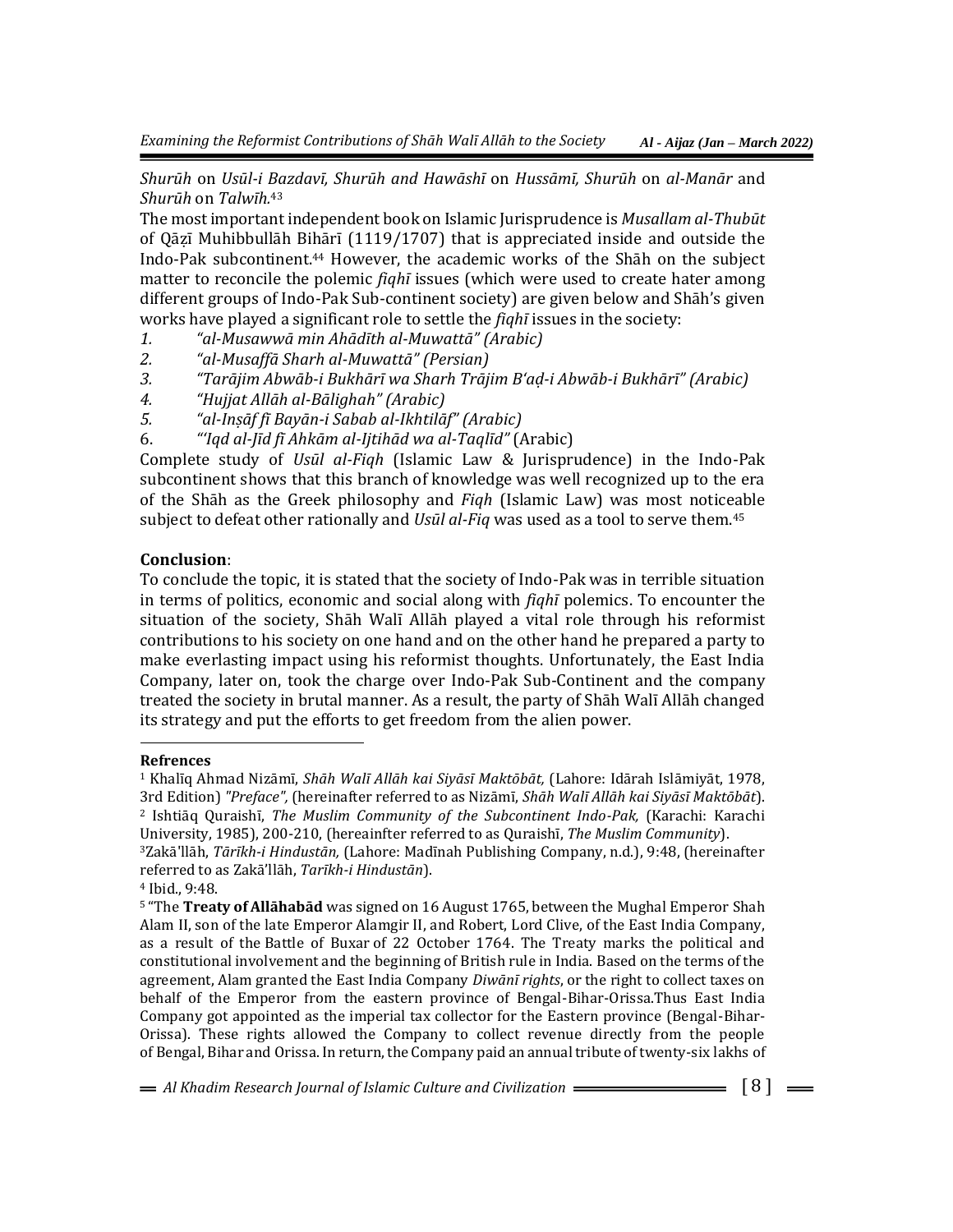*Shurūh* on *Usūl-i Bazdavī, Shurūh and Hawāshī* on *Hussāmī, Shurūh* on *al-Manār* and *Shurūh* on *Talwīh.*[43]

The most important independent book on Islamic Jurisprudence is *Musallam al-Thubūt* of Qāẓī Muhibbullāh Bihārī (1119/1707) that is appreciated inside and outside the Indo-Pak subcontinent.[44] However, the academic works of the Shāh on the subject matter to reconcile the polemic *fiqhī* issues (which were used to create hater among different groups of Indo-Pak Sub-continent society) are given below and Shāh's given works have played a significant role to settle the *fiqhī* issues in the society:

1. *"al-Musawwā min Ahādīth al-Muwattā" (Arabic)*
2. *"al-Musaffā Sharh al-Muwattā" (Persian)*
3. *"Tarājim Abwāb-i Bukhārī wa Sharh Trājim B'aḍ-i Abwāb-i Bukhārī" (Arabic)*
4. *"Hujjat Allāh al-Bālighah" (Arabic)*
5. *"al-Inṣāf fī Bayān-i Sabab al-Ikhtilāf" (Arabic)*
6. *"'Iqd al-Jīd fī Ahkām al-Ijtihād wa al-Taqlīd"* (Arabic)

Complete study of *Usūl al-Fiqh* (Islamic Law & Jurisprudence) in the Indo-Pak subcontinent shows that this branch of knowledge was well recognized up to the era of the Shāh as the Greek philosophy and *Fiqh* (Islamic Law) was most noticeable subject to defeat other rationally and *Usūl al-Fiq* was used as a tool to serve them.[45]

**Conclusion**:

To conclude the topic, it is stated that the society of Indo-Pak was in terrible situation in terms of politics, economic and social along with *fiqhī* polemics. To encounter the situation of the society, Shāh Walī Allāh played a vital role through his reformist contributions to his society on one hand and on the other hand he prepared a party to make everlasting impact using his reformist thoughts. Unfortunately, the East India Company, later on, took the charge over Indo-Pak Sub-Continent and the company treated the society in brutal manner. As a result, the party of Shāh Walī Allāh changed its strategy and put the efforts to get freedom from the alien power.

**Refrences**

[1] Khalīq Ahmad Nizāmī, *Shāh Walī Allāh kai Siyāsī Maktōbāt,* (Lahore: Idārah Islāmiyāt, 1978, 3rd Edition) *"Preface"*, (hereinafter referred to as Nizāmī, *Shāh Walī Allāh kai Siyāsī Maktōbāt*).

[2] Ishtiāq Quraishī, *The Muslim Community of the Subcontinent Indo-Pak,* (Karachi: Karachi University, 1985), 200-210, (hereainfter referred to as Quraishī, *The Muslim Community*).

[3] Zakā'llāh, *Tārīkh-i Hindustān,* (Lahore: Madīnah Publishing Company, n.d.), 9:48, (hereinafter referred to as Zakā'llāh, *Tarīkh-i Hindustān*).

[4] Ibid., 9:48.

[5] "The **Treaty of Allāhabād** was signed on 16 August 1765, between the Mughal Emperor Shah Alam II, son of the late Emperor Alamgir II, and Robert, Lord Clive, of the East India Company, as a result of the Battle of Buxar of 22 October 1764. The Treaty marks the political and constitutional involvement and the beginning of British rule in India. Based on the terms of the agreement, Alam granted the East India Company *Diwānī rights*, or the right to collect taxes on behalf of the Emperor from the eastern province of Bengal-Bihar-Orissa.Thus East India Company got appointed as the imperial tax collector for the Eastern province (Bengal-Bihar-Orissa). These rights allowed the Company to collect revenue directly from the people of Bengal, Bihar and Orissa. In return, the Company paid an annual tribute of twenty-six lakhs of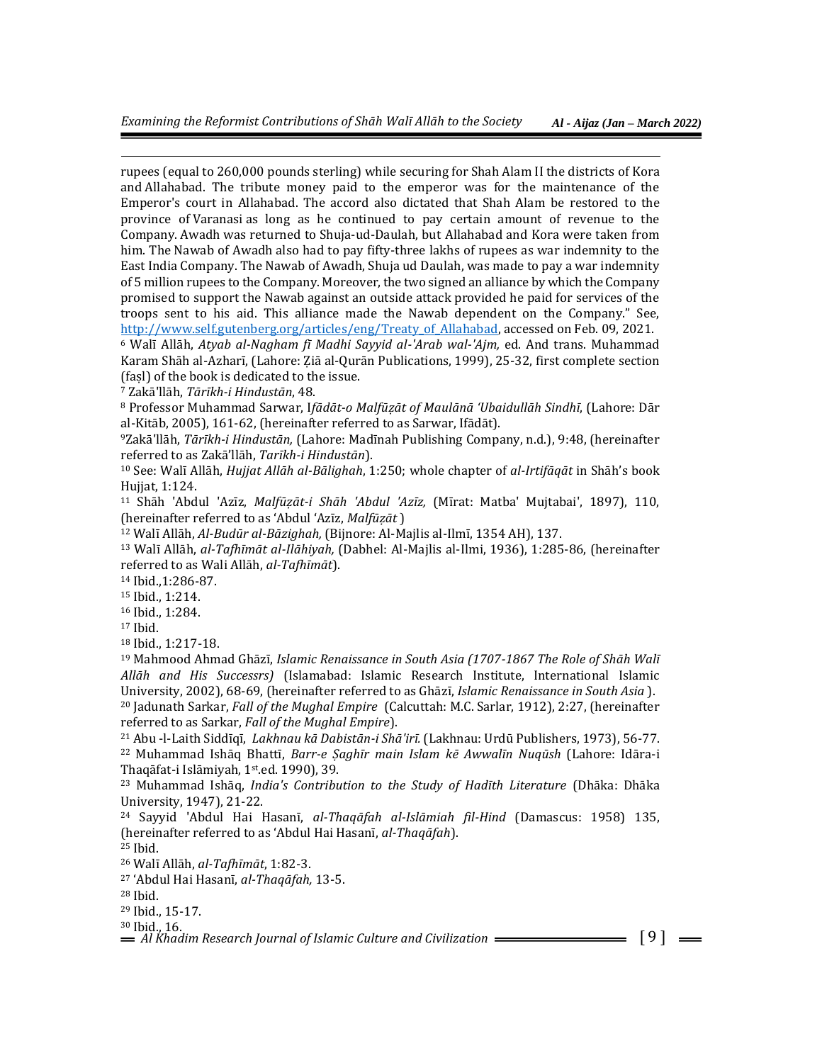rupees (equal to 260,000 pounds sterling) while securing for Shah Alam II the districts of Kora and Allahabad. The tribute money paid to the emperor was for the maintenance of the Emperor's court in Allahabad. The accord also dictated that Shah Alam be restored to the province of Varanasi as long as he continued to pay certain amount of revenue to the Company. Awadh was returned to Shuja-ud-Daulah, but Allahabad and Kora were taken from him. The Nawab of Awadh also had to pay fifty-three lakhs of rupees as war indemnity to the East India Company. The Nawab of Awadh, Shuja ud Daulah, was made to pay a war indemnity of 5 million rupees to the Company. Moreover, the two signed an alliance by which the Company promised to support the Nawab against an outside attack provided he paid for services of the troops sent to his aid. This alliance made the Nawab dependent on the Company." See, http://www.self.gutenberg.org/articles/eng/Treaty_of_Allahabad, accessed on Feb. 09, 2021.

[6] Walī Allāh, *Atyab al-Nagham fī Madhi Sayyid al-'Arab wal-'Ajm,* ed. And trans. Muhammad Karam Shāh al-Azharī, (Lahore: Ẓiā al-Qurān Publications, 1999), 25-32, first complete section (faṣl) of the book is dedicated to the issue.

[7] Zakā'llāh, *Tārīkh-i Hindustān*, 48.

[8] Professor Muhammad Sarwar, I*fādāt-o Malfūẓāt of Maulānā 'Ubaidullāh Sindhī*, (Lahore: Dār al-Kitāb, 2005), 161-62, (hereinafter referred to as Sarwar, Ifādāt).

[9] Zakā'llāh, *Tārīkh-i Hindustān,* (Lahore: Madīnah Publishing Company, n.d.), 9:48, (hereinafter referred to as Zakā'llāh, *Tarīkh-i Hindustān*).

[10] See: Walī Allāh, *Hujjat Allāh al-Bālighah*, 1:250; whole chapter of *al-Irtifāqāt* in Shāh's book Hujjat, 1:124.

[11] Shāh 'Abdul 'Azīz, *Malfūẓāt-i Shāh 'Abdul 'Azīz,* (Mīrat: Matba' Mujtabai', 1897), 110, (hereinafter referred to as 'Abdul 'Azīz, *Malfūẓāt* )

[12] Walī Allāh, *Al-Budūr al-Bāzighah,* (Bijnore: Al-Majlis al-Ilmī, 1354 AH), 137.

[13] Walī Allāh, *al-Tafhīmāt al-Ilāhiyah,* (Dabhel: Al-Majlis al-Ilmi, 1936), 1:285-86, (hereinafter referred to as Wali Allāh, *al-Tafhīmāt*).

[14] Ibid.,1:286-87.

[15] Ibid., 1:214.

[16] Ibid., 1:284.

[17] Ibid.

[18] Ibid., 1:217-18.

[19] Mahmood Ahmad Ghāzī, *Islamic Renaissance in South Asia (1707-1867 The Role of Shāh Walī Allāh and His Successrs)* (Islamabad: Islamic Research Institute, International Islamic University, 2002), 68-69, (hereinafter referred to as Ghāzī, *Islamic Renaissance in South Asia* ).

[20] Jadunath Sarkar, *Fall of the Mughal Empire* (Calcuttah: M.C. Sarlar, 1912), 2:27, (hereinafter referred to as Sarkar, *Fall of the Mughal Empire*).

[21] Abu -l-Laith Siddīqī, *Lakhnau kā Dabistān-i Shā'irī.* (Lakhnau: Urdū Publishers, 1973), 56-77.

[22] Muhammad Ishāq Bhattī, *Barr-e Ṣaghīr main Islam kē Awwalīn Nuqūsh* (Lahore: Idāra-i Thaqāfat-i Islāmiyah, 1st.ed. 1990), 39.

[23] Muhammad Ishāq, *India's Contribution to the Study of Hadīth Literature* (Dhāka: Dhāka University, 1947), 21-22.

[24] Sayyid 'Abdul Hai Hasanī, *al-Thaqāfah al-Islāmiah fil-Hind* (Damascus: 1958) 135, (hereinafter referred to as 'Abdul Hai Hasanī, *al-Thaqāfah*).

[25] Ibid.

[26] Walī Allāh, *al-Tafhīmāt*, 1:82-3.

[27] 'Abdul Hai Hasanī, *al-Thaqāfah,* 13-5.

[28] Ibid.

[29] Ibid., 15-17.

[30] Ibid., 16.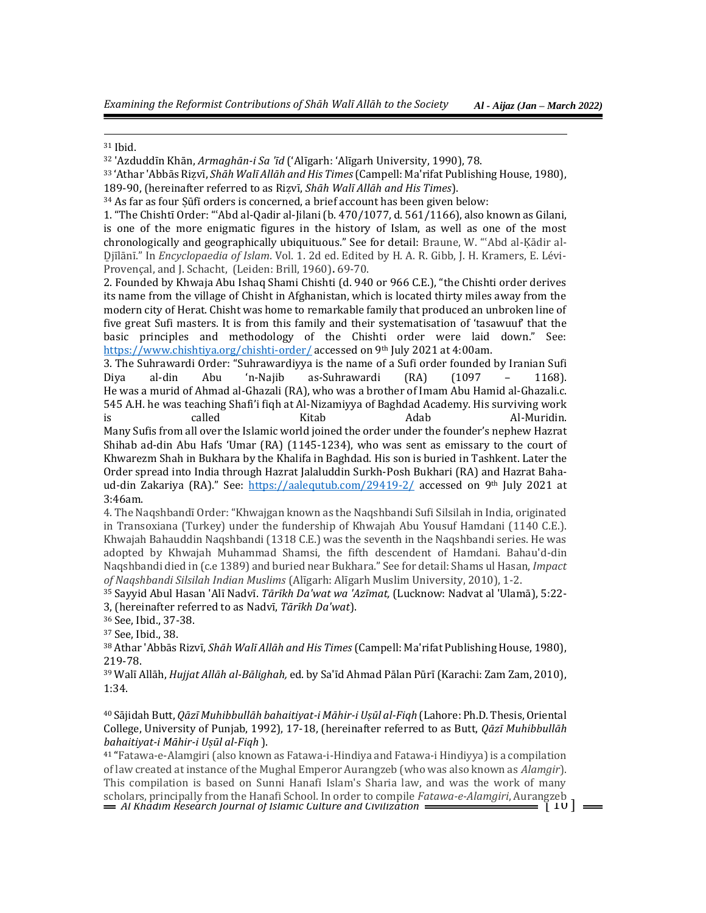[31] Ibid.

[32] 'Azduddīn Khān, *Armaghān-i Sa 'īd* ('Alīgarh: 'Alīgarh University, 1990), 78.

[33] 'Athar 'Abbās Riẓvī, *Shāh Walī Allāh and His Times* (Campell: Ma'rifat Publishing House, 1980), 189-90, (hereinafter referred to as Riẓvī, *Shāh Walī Allāh and His Times*).

[34] As far as four Ṣūfī orders is concerned, a brief account has been given below:

1. "The Chishtī Order: "'Abd al-Qadir al-Jilani (b. 470/1077, d. 561/1166), also known as Gilani, is one of the more enigmatic figures in the history of Islam, as well as one of the most chronologically and geographically ubiquituous." See for detail: Braune, W. "'Abd al-Ḳādir al-Djīlānī." In *Encyclopaedia of Islam*. Vol. 1. 2d ed. Edited by H. A. R. Gibb, J. H. Kramers, E. Lévi-Provençal, and J. Schacht, (Leiden: Brill, 1960). 69-70.

2. Founded by Khwaja Abu Ishaq Shami Chishti (d. 940 or 966 C.E.), "the Chishti order derives its name from the village of Chisht in Afghanistan, which is located thirty miles away from the modern city of Herat. Chisht was home to remarkable family that produced an unbroken line of five great Sufi masters. It is from this family and their systematisation of 'tasawuuf' that the basic principles and methodology of the Chishti order were laid down." See: https://www.chishtiya.org/chishti-order/ accessed on 9th July 2021 at 4:00am.

3. The Suhrawardi Order: "Suhrawardiyya is the name of a Sufi order founded by Iranian Sufi Diya al-din Abu 'n-Najib as-Suhrawardi (RA) (1097 – 1168). He was a murid of Ahmad al-Ghazali (RA), who was a brother of Imam Abu Hamid al-Ghazali.c. 545 A.H. he was teaching Shafi'i fiqh at Al-Nizamiyya of Baghdad Academy. His surviving work is called Kitab Adab Al-Muridin. Many Sufis from all over the Islamic world joined the order under the founder's nephew Hazrat Shihab ad-din Abu Hafs 'Umar (RA) (1145-1234), who was sent as emissary to the court of Khwarezm Shah in Bukhara by the Khalifa in Baghdad. His son is buried in Tashkent. Later the Order spread into India through Hazrat Jalaluddin Surkh-Posh Bukhari (RA) and Hazrat Baha-ud-din Zakariya (RA)." See: https://aalequtub.com/29419-2/ accessed on 9th July 2021 at 3:46am.

4. The Naqshbandī Order: "Khwajgan known as the Naqshbandi Sufi Silsilah in India, originated in Transoxiana (Turkey) under the fundership of Khwajah Abu Yousuf Hamdani (1140 C.E.). Khwajah Bahauddin Naqshbandi (1318 C.E.) was the seventh in the Naqshbandi series. He was adopted by Khwajah Muhammad Shamsi, the fifth descendent of Hamdani. Bahau'd-din Naqshbandi died in (c.e 1389) and buried near Bukhara." See for detail: Shams ul Hasan, *Impact of Naqshbandi Silsilah Indian Muslims* (Alīgarh: Alīgarh Muslim University, 2010), 1-2.

[35] Sayyid Abul Hasan 'Alī Nadvī. *Tārīkh Da'wat wa 'Azīmat,* (Lucknow: Nadvat al 'Ulamā), 5:22-3, (hereinafter referred to as Nadvī, *Tārīkh Da'wat*).

[36] See, Ibid., 37-38.

[37] See, Ibid., 38.

[38] Athar 'Abbās Rizvī, *Shāh Walī Allāh and His Times* (Campell: Ma'rifat Publishing House, 1980), 219-78.

[39] Walī Allāh, *Hujjat Allāh al-Bālighah,* ed. by Sa'īd Ahmad Pālan Pūrī (Karachi: Zam Zam, 2010), 1:34.

[40] Sājidah Butt, *Qāẓī Muhibbullāh bahaitiyat-i Māhir-i Uṣūl al-Fiqh* (Lahore: Ph.D. Thesis, Oriental College, University of Punjab, 1992), 17-18, (hereinafter referred to as Butt, *Qāẓī Muhibbullāh bahaitiyat-i Māhir-i Uṣūl al-Fiqh* ).

[41] "Fatawa-e-Alamgiri (also known as Fatawa-i-Hindiya and Fatawa-i Hindiyya) is a compilation of law created at instance of the Mughal Emperor Aurangzeb (who was also known as *Alamgir*). This compilation is based on Sunni Hanafi Islam's Sharia law, and was the work of many scholars, principally from the Hanafi School. In order to compile *Fatawa-e-Alamgiri*, Aurangzeb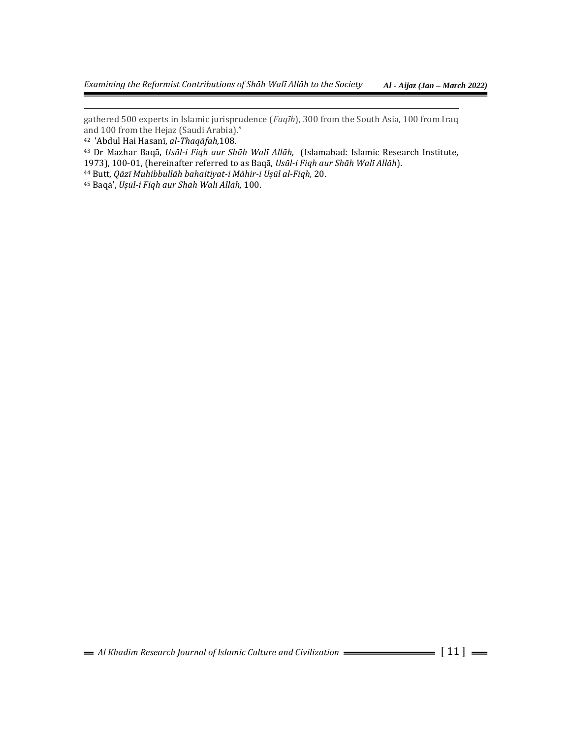gathered 500 experts in Islamic jurisprudence (*Faqīh*), 300 from the South Asia, 100 from Iraq and 100 from the Hejaz (Saudi Arabia)."

[42] 'Abdul Hai Hasanī, *al-Thaqāfah,*108.

[43] Dr Mazhar Baqā, *Usūl-i Fiqh aur Shāh Walī Allāh,* (Islamabad: Islamic Research Institute, 1973), 100-01, (hereinafter referred to as Baqā, *Usūl-i Fiqh aur Shāh Walī Allāh*).

[44] Butt, *Qāzī Muhibbullāh bahaitiyat-i Māhir-i Uṣūl al-Fiqh,* 20.

[45] Baqā', *Uṣūl-i Fiqh aur Shāh Walī Allāh,* 100.